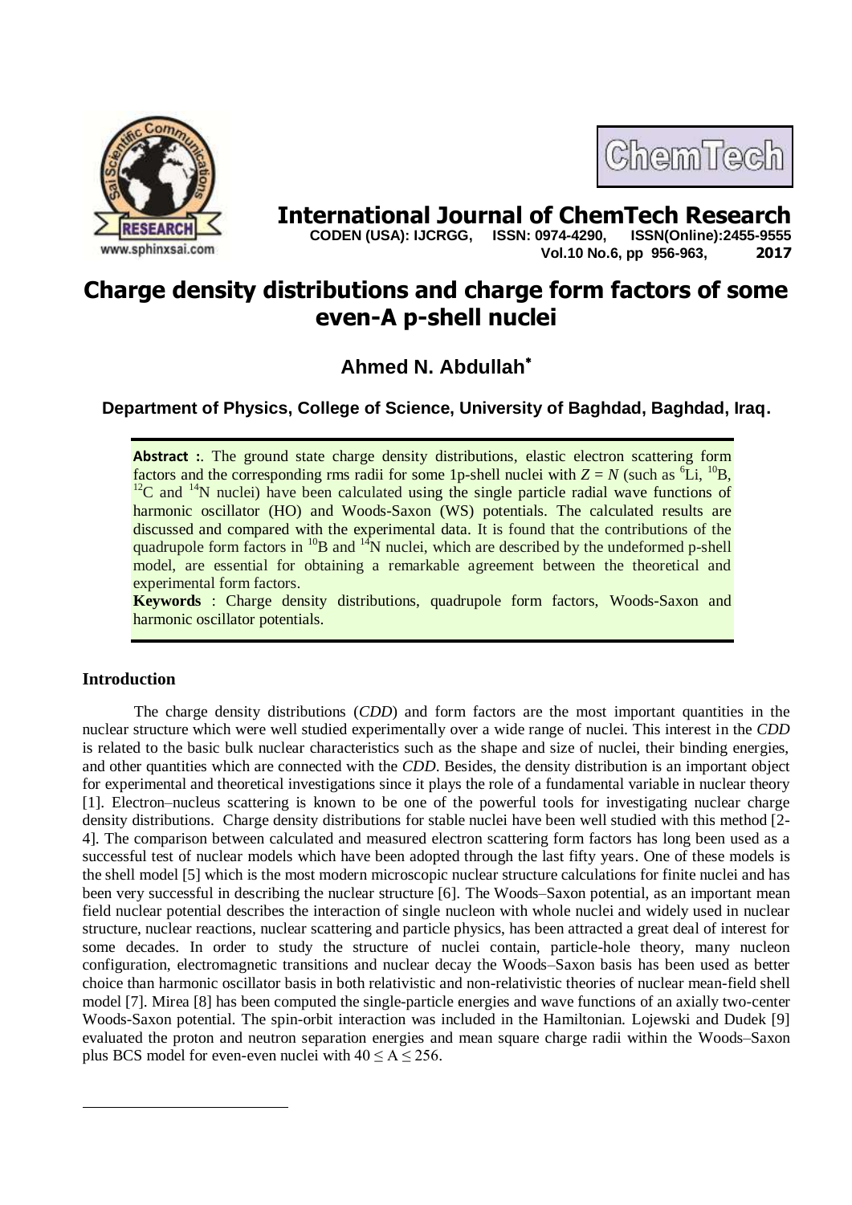# International Journal of ChemTech Research

**CODEN (USA): IJCRGG, ISSN: 0974-4290, ISSN(Online):2455-9555**
**Vol.10 No.6, pp 956-963, 2017**

# Charge density distributions and charge form factors of some even-A p-shell nuclei

## Ahmed N. Abdullah*

**Department of Physics, College of Science, University of Baghdad, Baghdad, Iraq.**

**Abstract :**. The ground state charge density distributions, elastic electron scattering form factors and the corresponding rms radii for some 1p-shell nuclei with $Z = N$ (such as $^{6}$Li, $^{10}$B, $^{12}$C and $^{14}$N nuclei) have been calculated using the single particle radial wave functions of harmonic oscillator (HO) and Woods-Saxon (WS) potentials. The calculated results are discussed and compared with the experimental data. It is found that the contributions of the quadrupole form factors in $^{10}$B and $^{14}$N nuclei, which are described by the undeformed p-shell model, are essential for obtaining a remarkable agreement between the theoretical and experimental form factors.

**Keywords** : Charge density distributions, quadrupole form factors, Woods-Saxon and harmonic oscillator potentials.

## Introduction

The charge density distributions (*CDD*) and form factors are the most important quantities in the nuclear structure which were well studied experimentally over a wide range of nuclei. This interest in the *CDD* is related to the basic bulk nuclear characteristics such as the shape and size of nuclei, their binding energies, and other quantities which are connected with the *CDD*. Besides, the density distribution is an important object for experimental and theoretical investigations since it plays the role of a fundamental variable in nuclear theory [1]. Electron–nucleus scattering is known to be one of the powerful tools for investigating nuclear charge density distributions. Charge density distributions for stable nuclei have been well studied with this method [2-4]. The comparison between calculated and measured electron scattering form factors has long been used as a successful test of nuclear models which have been adopted through the last fifty years. One of these models is the shell model [5] which is the most modern microscopic nuclear structure calculations for finite nuclei and has been very successful in describing the nuclear structure [6]. The Woods–Saxon potential, as an important mean field nuclear potential describes the interaction of single nucleon with whole nuclei and widely used in nuclear structure, nuclear reactions, nuclear scattering and particle physics, has been attracted a great deal of interest for some decades. In order to study the structure of nuclei contain, particle-hole theory, many nucleon configuration, electromagnetic transitions and nuclear decay the Woods–Saxon basis has been used as better choice than harmonic oscillator basis in both relativistic and non-relativistic theories of nuclear mean-field shell model [7]. Mirea [8] has been computed the single-particle energies and wave functions of an axially two-center Woods-Saxon potential. The spin-orbit interaction was included in the Hamiltonian. Lojewski and Dudek [9] evaluated the proton and neutron separation energies and mean square charge radii within the Woods–Saxon plus BCS model for even-even nuclei with $40 \leq A \leq 256$.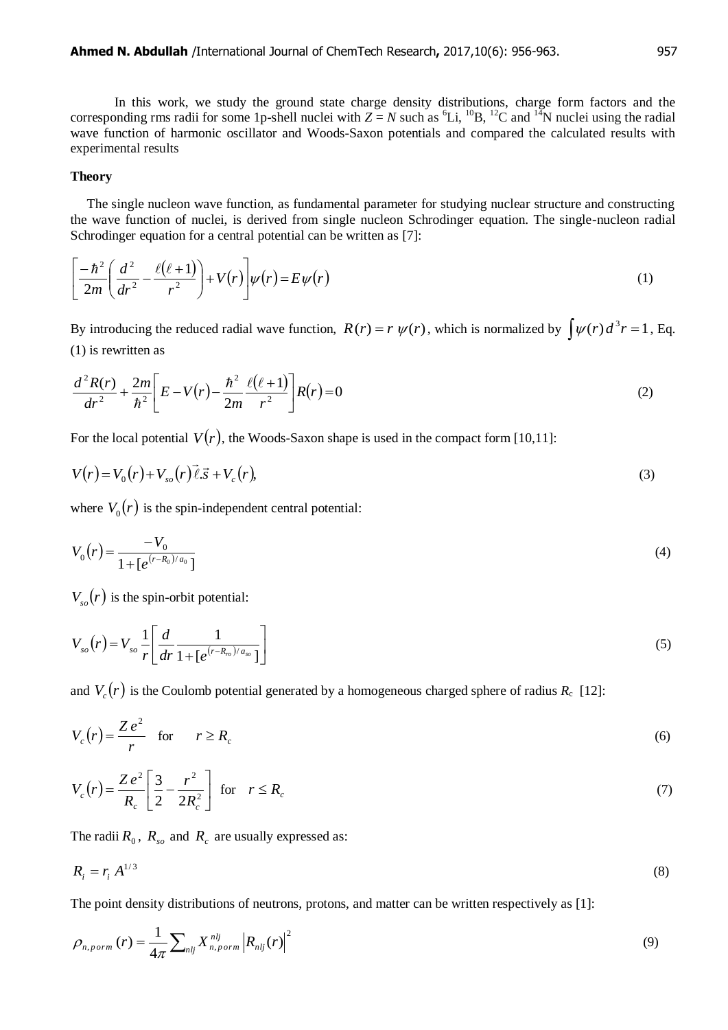In this work, we study the ground state charge density distributions, charge form factors and the corresponding rms radii for some 1p-shell nuclei with $Z = N$ such as $^{6}$Li, $^{10}$B, $^{12}$C and $^{14}$N nuclei using the radial wave function of harmonic oscillator and Woods-Saxon potentials and compared the calculated results with experimental results

**Theory**

The single nucleon wave function, as fundamental parameter for studying nuclear structure and constructing the wave function of nuclei, is derived from single nucleon Schrodinger equation. The single-nucleon radial Schrodinger equation for a central potential can be written as [7]:

$$\left[\frac{-\hbar^2}{2m}\left(\frac{d^2}{dr^2}-\frac{\ell(\ell+1)}{r^2}\right)+V(r)\right]\psi(r)=E\psi(r) \tag{1}$$

By introducing the reduced radial wave function, $R(r)=r\,\psi(r)$, which is normalized by $\int\psi(r)\,d^3r=1$, Eq. (1) is rewritten as

$$\frac{d^2R(r)}{dr^2}+\frac{2m}{\hbar^2}\left[E-V(r)-\frac{\hbar^2}{2m}\frac{\ell(\ell+1)}{r^2}\right]R(r)=0 \tag{2}$$

For the local potential $V(r)$, the Woods-Saxon shape is used in the compact form [10,11]:

$$V(r)=V_0(r)+V_{so}(r)\vec{\ell}.\vec{s}+V_c(r), \tag{3}$$

where $V_0(r)$ is the spin-independent central potential:

$$V_0(r)=\frac{-V_0}{1+[e^{(r-R_0)/a_0}]} \tag{4}$$

$V_{so}(r)$ is the spin-orbit potential:

$$V_{so}(r)=V_{so}\frac{1}{r}\left[\frac{d}{dr}\frac{1}{1+[e^{(r-R_{ro})/a_{so}}]}\right] \tag{5}$$

and $V_c(r)$ is the Coulomb potential generated by a homogeneous charged sphere of radius $R_c$ [12]:

$$V_c(r)=\frac{Z\,e^2}{r}\quad \text{for}\quad r\geq R_c \tag{6}$$

$$V_c(r)=\frac{Z\,e^2}{R_c}\left[\frac{3}{2}-\frac{r^2}{2R_c^2}\right]\quad \text{for}\quad r\leq R_c \tag{7}$$

The radii $R_0$, $R_{so}$ and $R_c$ are usually expressed as:

$$R_i=r_i\,A^{1/3} \tag{8}$$

The point density distributions of neutrons, protons, and matter can be written respectively as [1]:

$$\rho_{n,p\,or\,m}(r)=\frac{1}{4\pi}\sum_{nlj}X^{nlj}_{n,p\,or\,m}\left|R_{nlj}(r)\right|^2 \tag{9}$$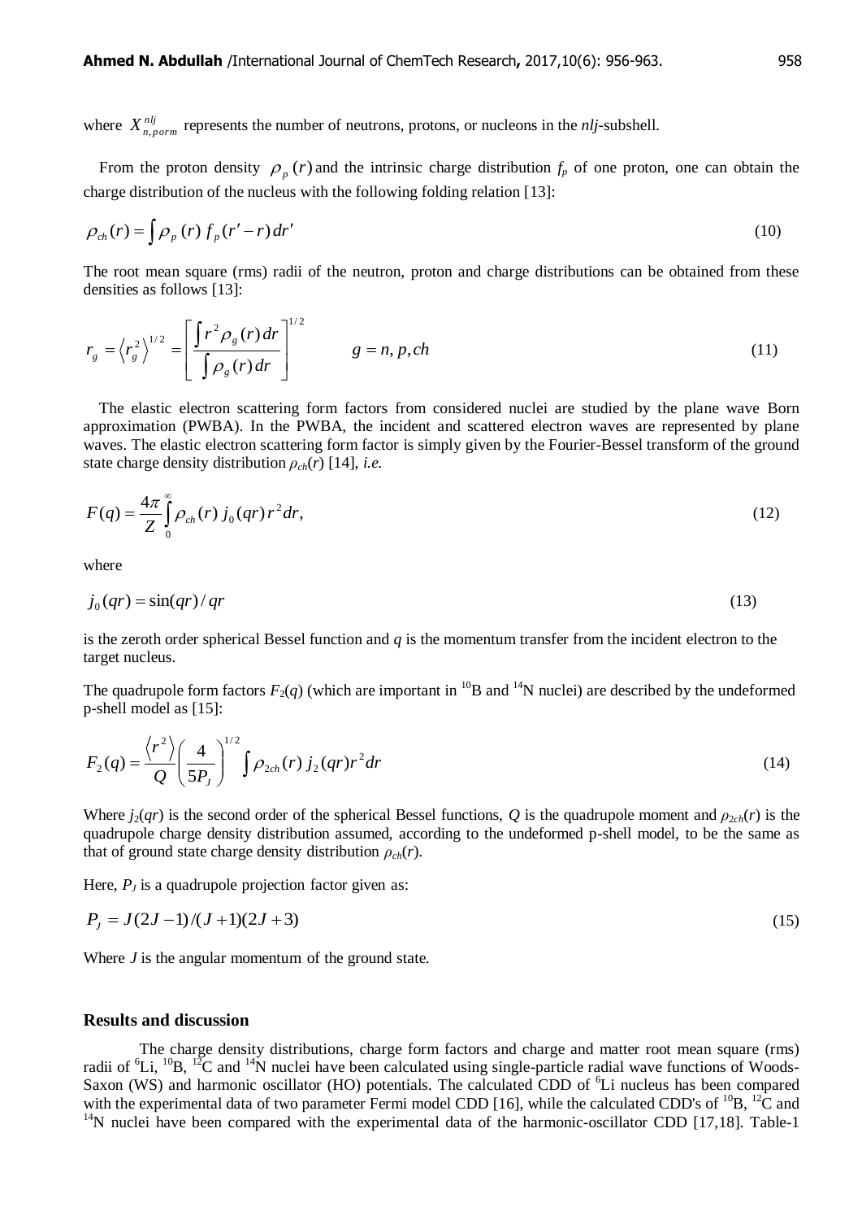where $X^{nlj}_{n,porm}$ represents the number of neutrons, protons, or nucleons in the *nlj*-subshell.

From the proton density $\rho_p(r)$ and the intrinsic charge distribution $f_p$ of one proton, one can obtain the charge distribution of the nucleus with the following folding relation [13]:

$$\rho_{ch}(r) = \int \rho_p(r)\, f_p(r' - r)\, dr' \tag{10}$$

The root mean square (rms) radii of the neutron, proton and charge distributions can be obtained from these densities as follows [13]:

$$r_g = \langle r_g^2 \rangle^{1/2} = \left[ \frac{\int r^2 \rho_g(r)\, dr}{\int \rho_g(r)\, dr} \right]^{1/2} \qquad g = n, p, ch \tag{11}$$

The elastic electron scattering form factors from considered nuclei are studied by the plane wave Born approximation (PWBA). In the PWBA, the incident and scattered electron waves are represented by plane waves. The elastic electron scattering form factor is simply given by the Fourier-Bessel transform of the ground state charge density distribution $\rho_{ch}(r)$ [14], *i.e.*

$$F(q) = \frac{4\pi}{Z} \int_0^\infty \rho_{ch}(r)\, j_0(qr)\, r^2 dr, \tag{12}$$

where

$$j_0(qr) = \sin(qr)/qr \tag{13}$$

is the zeroth order spherical Bessel function and $q$ is the momentum transfer from the incident electron to the target nucleus.

The quadrupole form factors $F_2(q)$ (which are important in $^{10}B$ and $^{14}N$ nuclei) are described by the undeformed p-shell model as [15]:

$$F_2(q) = \frac{\langle r^2 \rangle}{Q} \left( \frac{4}{5P_J} \right)^{1/2} \int \rho_{2ch}(r)\, j_2(qr) r^2 dr \tag{14}$$

Where $j_2(qr)$ is the second order of the spherical Bessel functions, $Q$ is the quadrupole moment and $\rho_{2ch}(r)$ is the quadrupole charge density distribution assumed, according to the undeformed p-shell model, to be the same as that of ground state charge density distribution $\rho_{ch}(r)$.

Here, $P_J$ is a quadrupole projection factor given as:

$$P_J = J(2J-1)/(J+1)(2J+3) \tag{15}$$

Where $J$ is the angular momentum of the ground state.

## Results and discussion

The charge density distributions, charge form factors and charge and matter root mean square (rms) radii of $^{6}Li$, $^{10}B$, $^{12}C$ and $^{14}N$ nuclei have been calculated using single-particle radial wave functions of Woods-Saxon (WS) and harmonic oscillator (HO) potentials. The calculated CDD of $^{6}Li$ nucleus has been compared with the experimental data of two parameter Fermi model CDD [16], while the calculated CDD's of $^{10}B$, $^{12}C$ and $^{14}N$ nuclei have been compared with the experimental data of the harmonic-oscillator CDD [17,18]. Table-1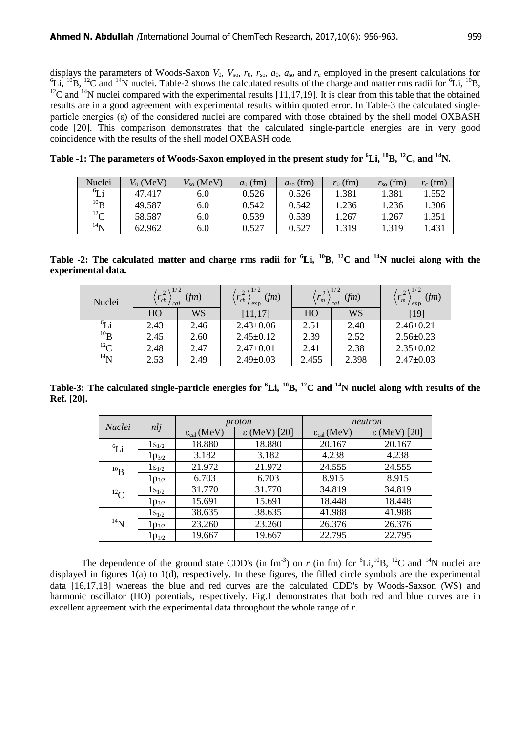displays the parameters of Woods-Saxon $V_0$, $V_{so}$, $r_0$, $r_{so}$, $a_0$, $a_{so}$ and $r_c$ employed in the present calculations for $^{6}$Li, $^{10}$B, $^{12}$C and $^{14}$N nuclei. Table-2 shows the calculated results of the charge and matter rms radii for $^{6}$Li, $^{10}$B, $^{12}$C and $^{14}$N nuclei compared with the experimental results [11,17,19]. It is clear from this table that the obtained results are in a good agreement with experimental results within quoted error. In Table-3 the calculated single-particle energies (ε) of the considered nuclei are compared with those obtained by the shell model OXBASH code [20]. This comparison demonstrates that the calculated single-particle energies are in very good coincidence with the results of the shell model OXBASH code.

**Table -1: The parameters of Woods-Saxon employed in the present study for $^{6}$Li, $^{10}$B, $^{12}$C, and $^{14}$N.**

| Nuclei | $V_0$ (MeV) | $V_{so}$ (MeV) | $a_0$ (fm) | $a_{so}$ (fm) | $r_0$ (fm) | $r_{so}$ (fm) | $r_c$ (fm) |
|---|---|---|---|---|---|---|---|
| $^{6}$Li | 47.417 | 6.0 | 0.526 | 0.526 | 1.381 | 1.381 | 1.552 |
| $^{10}$B | 49.587 | 6.0 | 0.542 | 0.542 | 1.236 | 1.236 | 1.306 |
| $^{12}$C | 58.587 | 6.0 | 0.539 | 0.539 | 1.267 | 1.267 | 1.351 |
| $^{14}$N | 62.962 | 6.0 | 0.527 | 0.527 | 1.319 | 1.319 | 1.431 |

**Table -2: The calculated matter and charge rms radii for $^{6}$Li, $^{10}$B, $^{12}$C and $^{14}$N nuclei along with the experimental data.**

| Nuclei | $\langle r_{ch}^2 \rangle_{cal}^{1/2}$ $(fm)$ | | $\langle r_{ch}^2 \rangle_{\exp}^{1/2}$ $(fm)$ | $\langle r_{m}^2 \rangle_{cal}^{1/2}$ $(fm)$ | | $\langle r_{m}^2 \rangle_{\exp}^{1/2}$ $(fm)$ |
|---|---|---|---|---|---|---|
| | HO | WS | [11,17] | HO | WS | [19] |
| $^{6}$Li | 2.43 | 2.46 | 2.43±0.06 | 2.51 | 2.48 | 2.46±0.21 |
| $^{10}$B | 2.45 | 2.60 | 2.45±0.12 | 2.39 | 2.52 | 2.56±0.23 |
| $^{12}$C | 2.48 | 2.47 | 2.47±0.01 | 2.41 | 2.38 | 2.35±0.02 |
| $^{14}$N | 2.53 | 2.49 | 2.49±0.03 | 2.455 | 2.398 | 2.47±0.03 |

**Table-3: The calculated single-particle energies for $^{6}$Li, $^{10}$B, $^{12}$C and $^{14}$N nuclei along with results of the Ref. [20].**

| *Nuclei* | *nlj* | *proton* | | *neutron* | |
|---|---|---|---|---|---|
| | | $\varepsilon_{cal}$ (MeV) | ε (MeV) [20] | $\varepsilon_{cal}$ (MeV) | ε (MeV) [20] |
| $^{6}$Li | $1s_{1/2}$ | 18.880 | 18.880 | 20.167 | 20.167 |
| | $1p_{3/2}$ | 3.182 | 3.182 | 4.238 | 4.238 |
| $^{10}$B | $1s_{1/2}$ | 21.972 | 21.972 | 24.555 | 24.555 |
| | $1p_{3/2}$ | 6.703 | 6.703 | 8.915 | 8.915 |
| $^{12}$C | $1s_{1/2}$ | 31.770 | 31.770 | 34.819 | 34.819 |
| | $1p_{3/2}$ | 15.691 | 15.691 | 18.448 | 18.448 |
| $^{14}$N | $1s_{1/2}$ | 38.635 | 38.635 | 41.988 | 41.988 |
| | $1p_{3/2}$ | 23.260 | 23.260 | 26.376 | 26.376 |
| | $1p_{1/2}$ | 19.667 | 19.667 | 22.795 | 22.795 |

The dependence of the ground state CDD's (in fm$^{-3}$) on *r* (in fm) for $^{6}$Li, $^{10}$B, $^{12}$C and $^{14}$N nuclei are displayed in figures 1(a) to 1(d), respectively. In these figures, the filled circle symbols are the experimental data [16,17,18] whereas the blue and red curves are the calculated CDD's by Woods-Saxson (WS) and harmonic oscillator (HO) potentials, respectively. Fig.1 demonstrates that both red and blue curves are in excellent agreement with the experimental data throughout the whole range of *r*.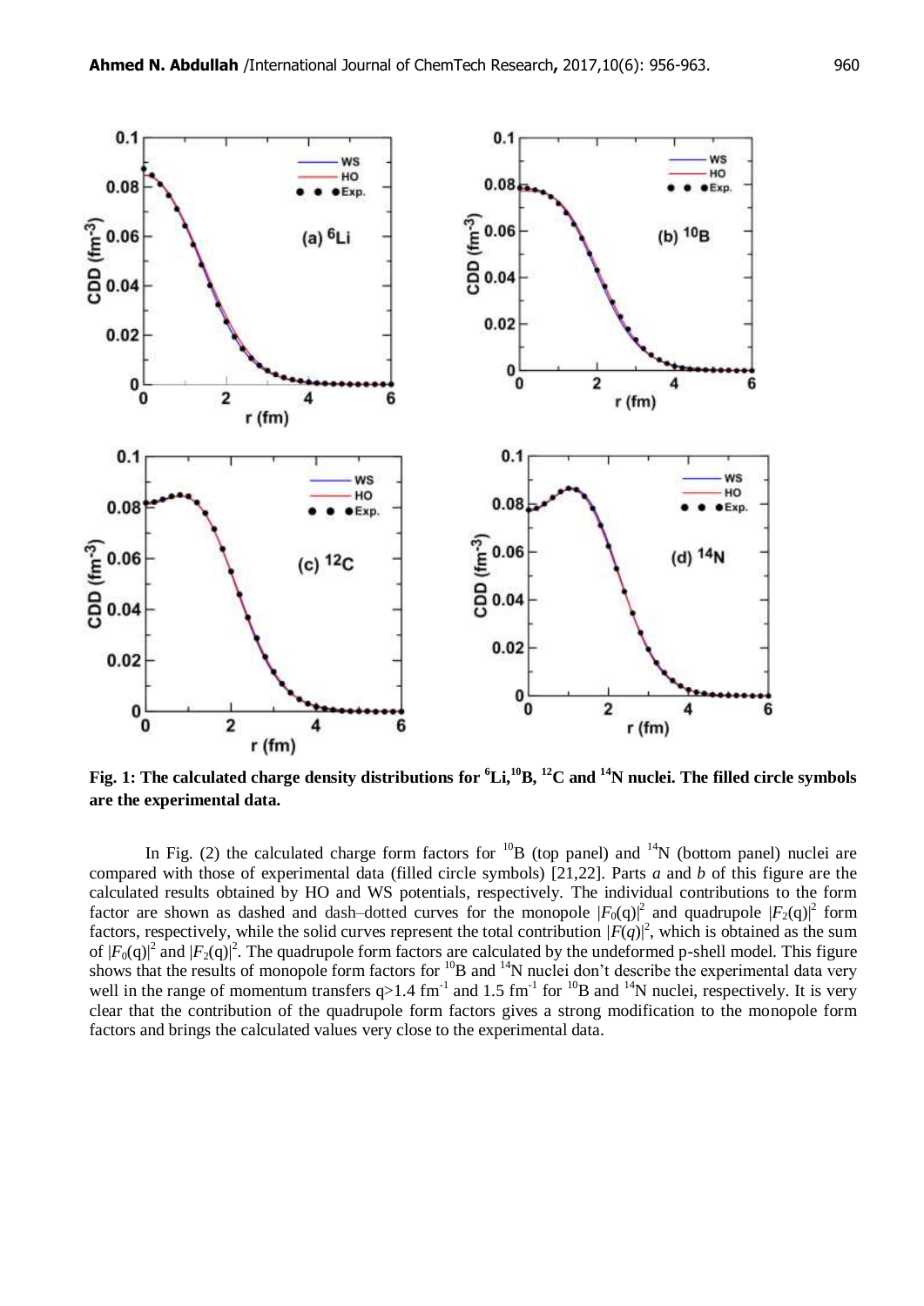**Fig. 1: The calculated charge density distributions for $^{6}$Li, $^{10}$B, $^{12}$C and $^{14}$N nuclei. The filled circle symbols are the experimental data.**

In Fig. (2) the calculated charge form factors for $^{10}$B (top panel) and $^{14}$N (bottom panel) nuclei are compared with those of experimental data (filled circle symbols) [21,22]. Parts *a* and *b* of this figure are the calculated results obtained by HO and WS potentials, respectively. The individual contributions to the form factor are shown as dashed and dash–dotted curves for the monopole $|F_0(q)|^2$ and quadrupole $|F_2(q)|^2$ form factors, respectively, while the solid curves represent the total contribution $|F(q)|^2$, which is obtained as the sum of $|F_0(q)|^2$ and $|F_2(q)|^2$. The quadrupole form factors are calculated by the undeformed p-shell model. This figure shows that the results of monopole form factors for $^{10}$B and $^{14}$N nuclei don't describe the experimental data very well in the range of momentum transfers $q>1.4$ fm$^{-1}$ and $1.5$ fm$^{-1}$ for $^{10}$B and $^{14}$N nuclei, respectively. It is very clear that the contribution of the quadrupole form factors gives a strong modification to the monopole form factors and brings the calculated values very close to the experimental data.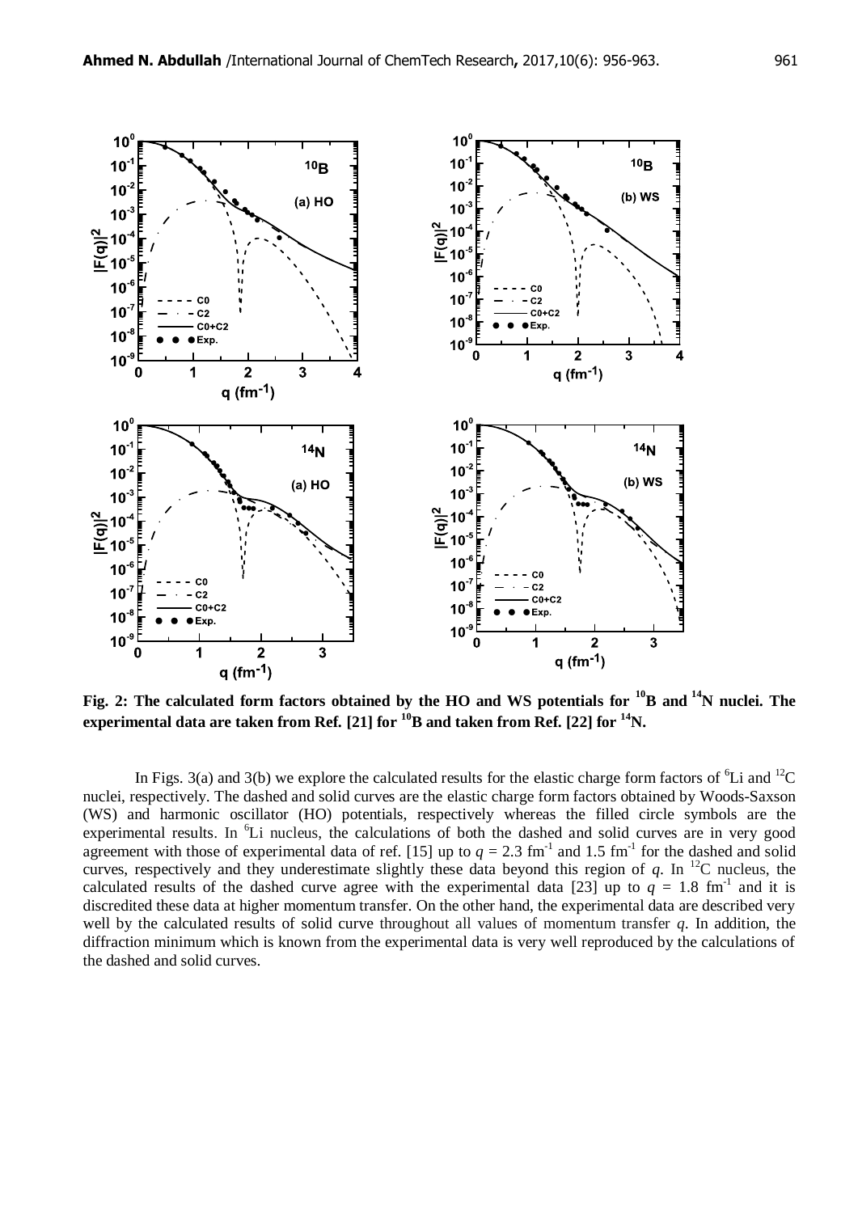**Fig. 2: The calculated form factors obtained by the HO and WS potentials for $^{10}$B and $^{14}$N nuclei. The experimental data are taken from Ref. [21] for $^{10}$B and taken from Ref. [22] for $^{14}$N.**

In Figs. 3(a) and 3(b) we explore the calculated results for the elastic charge form factors of $^{6}$Li and $^{12}$C nuclei, respectively. The dashed and solid curves are the elastic charge form factors obtained by Woods-Saxson (WS) and harmonic oscillator (HO) potentials, respectively whereas the filled circle symbols are the experimental results. In $^{6}$Li nucleus, the calculations of both the dashed and solid curves are in very good agreement with those of experimental data of ref. [15] up to $q = 2.3$ fm$^{-1}$ and 1.5 fm$^{-1}$ for the dashed and solid curves, respectively and they underestimate slightly these data beyond this region of $q$. In $^{12}$C nucleus, the calculated results of the dashed curve agree with the experimental data [23] up to $q = 1.8$ fm$^{-1}$ and it is discredited these data at higher momentum transfer. On the other hand, the experimental data are described very well by the calculated results of solid curve throughout all values of momentum transfer $q$. In addition, the diffraction minimum which is known from the experimental data is very well reproduced by the calculations of the dashed and solid curves.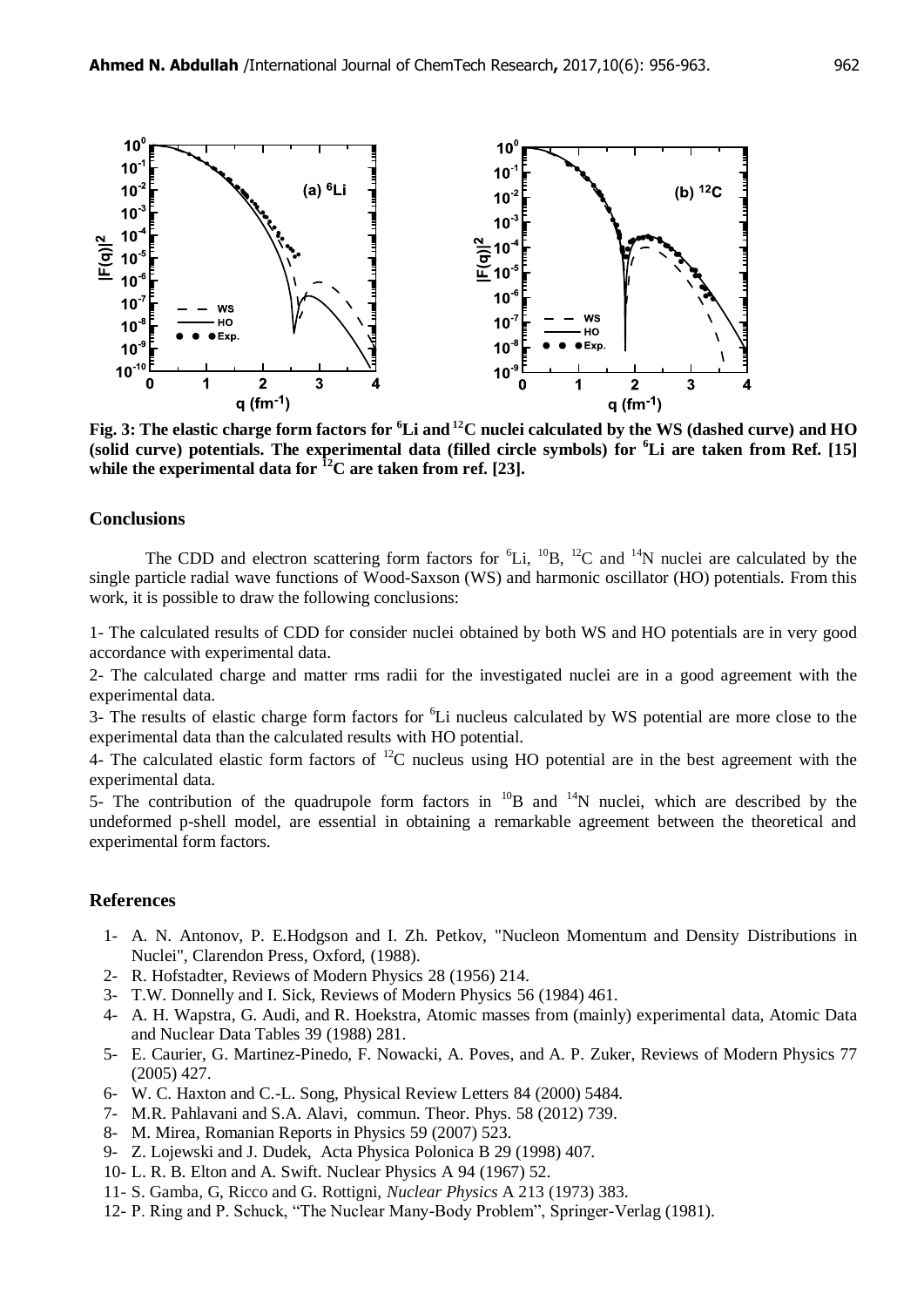**Fig. 3: The elastic charge form factors for $^{6}$Li and $^{12}$C nuclei calculated by the WS (dashed curve) and HO (solid curve) potentials. The experimental data (filled circle symbols) for $^{6}$Li are taken from Ref. [15] while the experimental data for $^{12}$C are taken from ref. [23].**

## Conclusions

The CDD and electron scattering form factors for $^{6}$Li, $^{10}$B, $^{12}$C and $^{14}$N nuclei are calculated by the single particle radial wave functions of Wood-Saxson (WS) and harmonic oscillator (HO) potentials. From this work, it is possible to draw the following conclusions:

1- The calculated results of CDD for consider nuclei obtained by both WS and HO potentials are in very good accordance with experimental data.

2- The calculated charge and matter rms radii for the investigated nuclei are in a good agreement with the experimental data.

3- The results of elastic charge form factors for $^{6}$Li nucleus calculated by WS potential are more close to the experimental data than the calculated results with HO potential.

4- The calculated elastic form factors of $^{12}$C nucleus using HO potential are in the best agreement with the experimental data.

5- The contribution of the quadrupole form factors in $^{10}$B and $^{14}$N nuclei, which are described by the undeformed p-shell model, are essential in obtaining a remarkable agreement between the theoretical and experimental form factors.

## References

1- A. N. Antonov, P. E.Hodgson and I. Zh. Petkov, "Nucleon Momentum and Density Distributions in Nuclei", Clarendon Press, Oxford, (1988).

2- R. Hofstadter, Reviews of Modern Physics 28 (1956) 214.

3- T.W. Donnelly and I. Sick, Reviews of Modern Physics 56 (1984) 461.

4- A. H. Wapstra, G. Audi, and R. Hoekstra, Atomic masses from (mainly) experimental data, Atomic Data and Nuclear Data Tables 39 (1988) 281.

5- E. Caurier, G. Martinez-Pinedo, F. Nowacki, A. Poves, and A. P. Zuker, Reviews of Modern Physics 77 (2005) 427.

6- W. C. Haxton and C.-L. Song, Physical Review Letters 84 (2000) 5484.

7- M.R. Pahlavani and S.A. Alavi, commun. Theor. Phys. 58 (2012) 739.

8- M. Mirea, Romanian Reports in Physics 59 (2007) 523.

9- Z. Lojewski and J. Dudek, Acta Physica Polonica B 29 (1998) 407.

10- L. R. B. Elton and A. Swift. Nuclear Physics A 94 (1967) 52.

11- S. Gamba, G, Ricco and G. Rottigni, *Nuclear Physics* A 213 (1973) 383.

12- P. Ring and P. Schuck, "The Nuclear Many-Body Problem", Springer-Verlag (1981).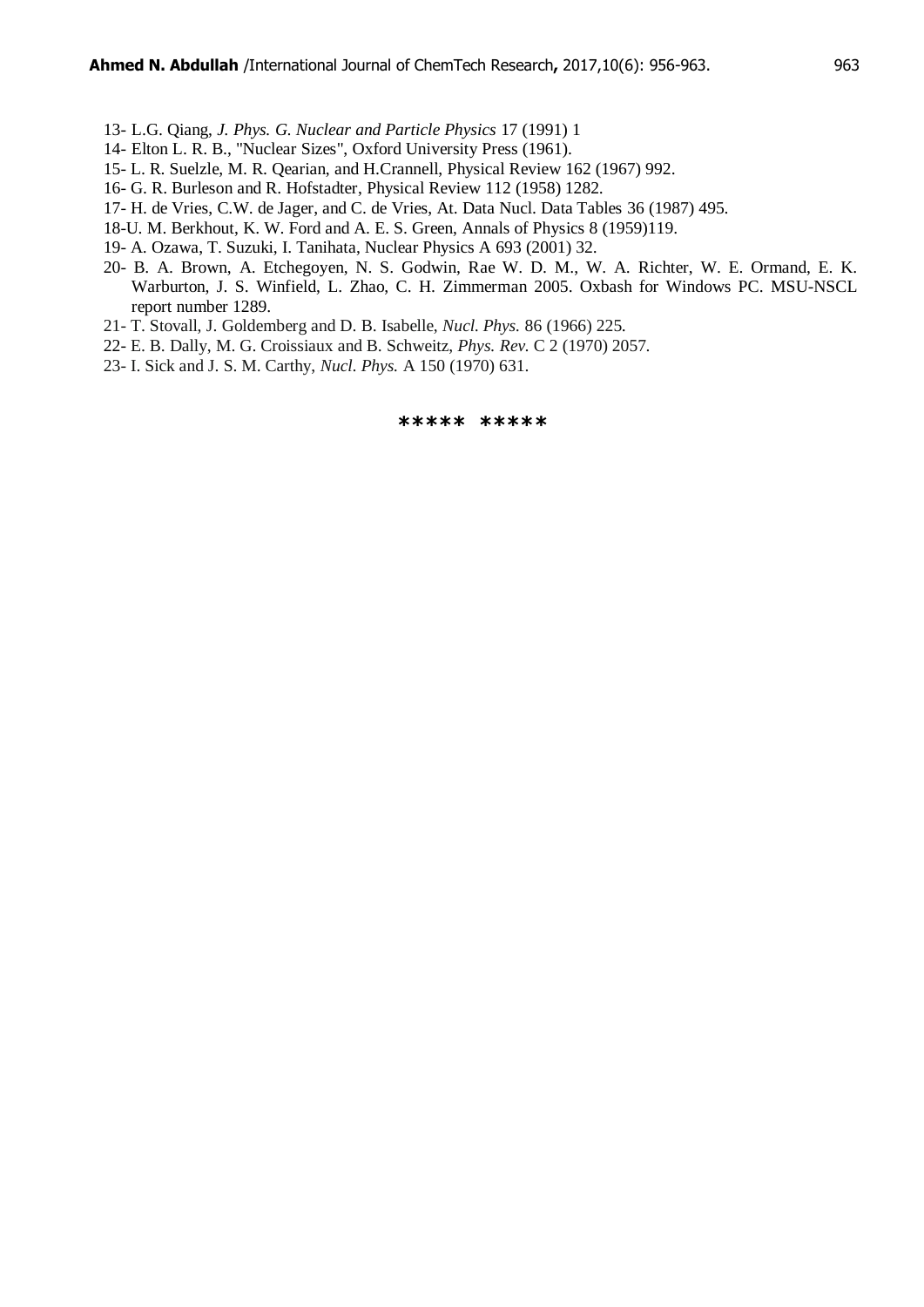13- L.G. Qiang, *J. Phys. G. Nuclear and Particle Physics* 17 (1991) 1

14- Elton L. R. B., "Nuclear Sizes", Oxford University Press (1961).

15- L. R. Suelzle, M. R. Qearian, and H.Crannell, Physical Review 162 (1967) 992.

16- G. R. Burleson and R. Hofstadter, Physical Review 112 (1958) 1282.

17- H. de Vries, C.W. de Jager, and C. de Vries, At. Data Nucl. Data Tables 36 (1987) 495.

18-U. M. Berkhout, K. W. Ford and A. E. S. Green, Annals of Physics 8 (1959)119.

19- A. Ozawa, T. Suzuki, I. Tanihata, Nuclear Physics A 693 (2001) 32.

20- B. A. Brown, A. Etchegoyen, N. S. Godwin, Rae W. D. M., W. A. Richter, W. E. Ormand, E. K. Warburton, J. S. Winfield, L. Zhao, C. H. Zimmerman 2005. Oxbash for Windows PC. MSU-NSCL report number 1289.

21- T. Stovall, J. Goldemberg and D. B. Isabelle, *Nucl. Phys.* 86 (1966) 225.

22- E. B. Dally, M. G. Croissiaux and B. Schweitz, *Phys. Rev.* C 2 (1970) 2057.

23- I. Sick and J. S. M. Carthy, *Nucl. Phys.* A 150 (1970) 631.

***** *****